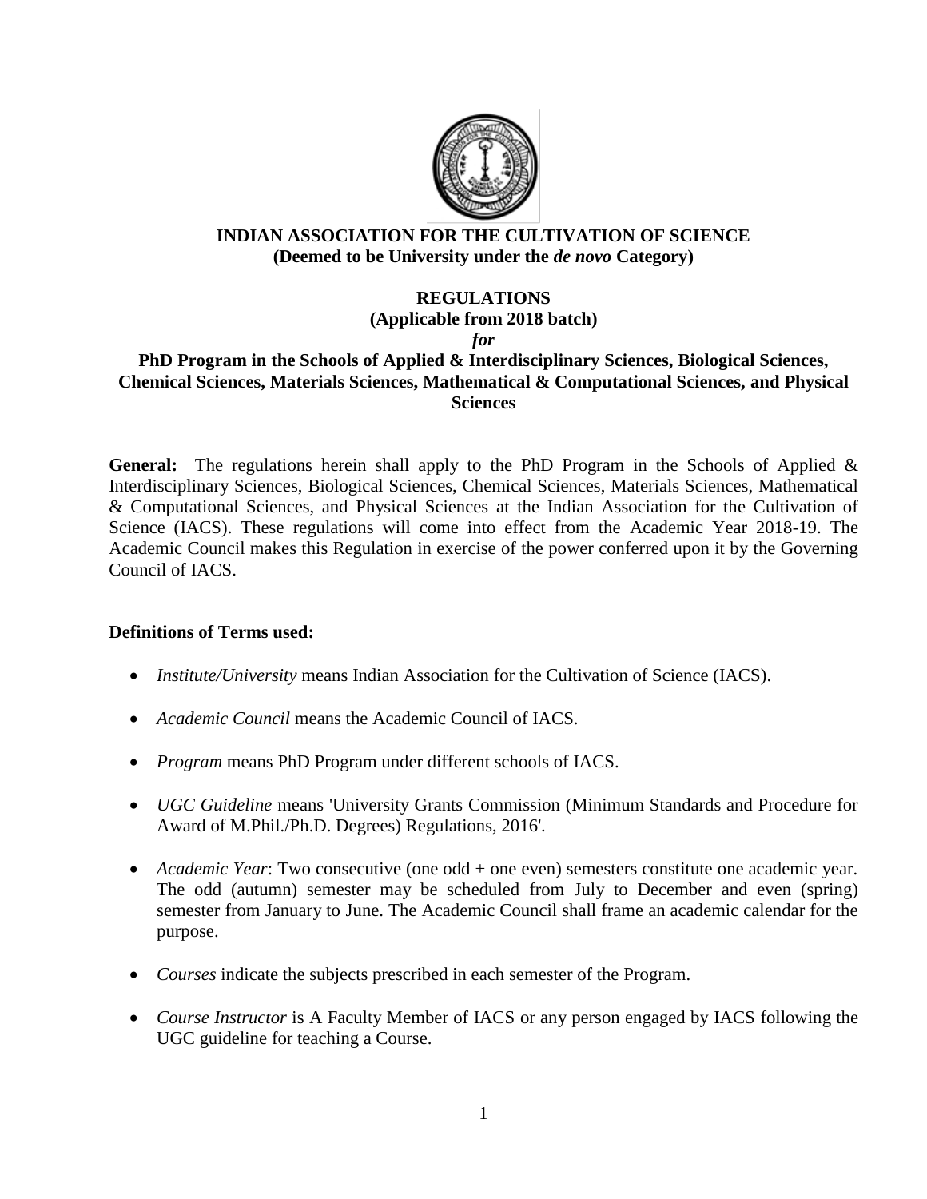**INDIAN ASSOCIATION FOR THE CULTIVATION OF SCIENCE**
**(Deemed to be University under the *de novo* Category)**

**REGULATIONS**
**(Applicable from 2018 batch)**
***for***
**PhD Program in the Schools of Applied & Interdisciplinary Sciences, Biological Sciences, Chemical Sciences, Materials Sciences, Mathematical & Computational Sciences, and Physical Sciences**

**General:** The regulations herein shall apply to the PhD Program in the Schools of Applied & Interdisciplinary Sciences, Biological Sciences, Chemical Sciences, Materials Sciences, Mathematical & Computational Sciences, and Physical Sciences at the Indian Association for the Cultivation of Science (IACS). These regulations will come into effect from the Academic Year 2018-19. The Academic Council makes this Regulation in exercise of the power conferred upon it by the Governing Council of IACS.

**Definitions of Terms used:**

- *Institute/University* means Indian Association for the Cultivation of Science (IACS).
- *Academic Council* means the Academic Council of IACS.
- *Program* means PhD Program under different schools of IACS.
- *UGC Guideline* means 'University Grants Commission (Minimum Standards and Procedure for Award of M.Phil./Ph.D. Degrees) Regulations, 2016'.
- *Academic Year*: Two consecutive (one odd + one even) semesters constitute one academic year. The odd (autumn) semester may be scheduled from July to December and even (spring) semester from January to June. The Academic Council shall frame an academic calendar for the purpose.
- *Courses* indicate the subjects prescribed in each semester of the Program.
- *Course Instructor* is A Faculty Member of IACS or any person engaged by IACS following the UGC guideline for teaching a Course.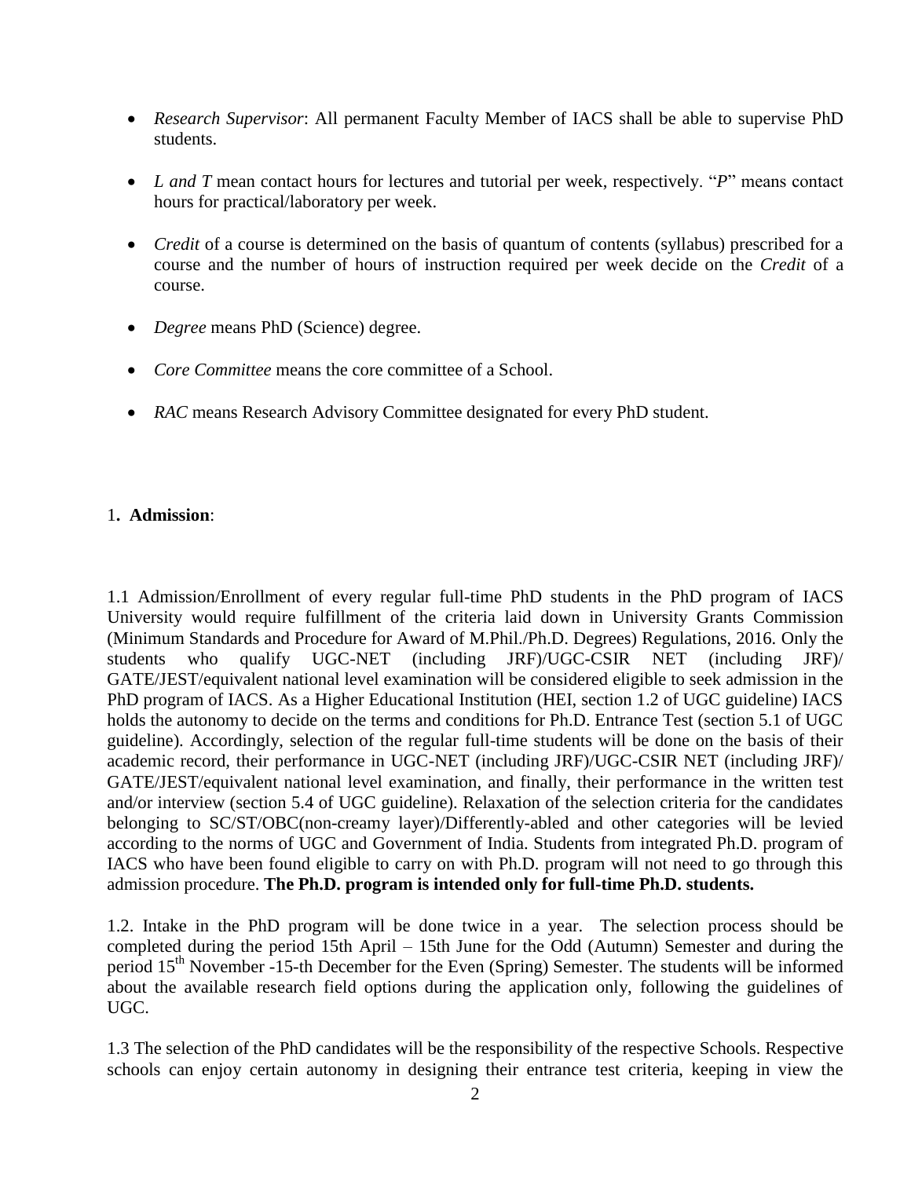- *Research Supervisor*: All permanent Faculty Member of IACS shall be able to supervise PhD students.

- *L and T* mean contact hours for lectures and tutorial per week, respectively. "*P*" means contact hours for practical/laboratory per week.

- *Credit* of a course is determined on the basis of quantum of contents (syllabus) prescribed for a course and the number of hours of instruction required per week decide on the *Credit* of a course.

- *Degree* means PhD (Science) degree.

- *Core Committee* means the core committee of a School.

- *RAC* means Research Advisory Committee designated for every PhD student.

## 1. **Admission**:

1.1 Admission/Enrollment of every regular full-time PhD students in the PhD program of IACS University would require fulfillment of the criteria laid down in University Grants Commission (Minimum Standards and Procedure for Award of M.Phil./Ph.D. Degrees) Regulations, 2016. Only the students who qualify UGC-NET (including JRF)/UGC-CSIR NET (including JRF)/ GATE/JEST/equivalent national level examination will be considered eligible to seek admission in the PhD program of IACS. As a Higher Educational Institution (HEI, section 1.2 of UGC guideline) IACS holds the autonomy to decide on the terms and conditions for Ph.D. Entrance Test (section 5.1 of UGC guideline). Accordingly, selection of the regular full-time students will be done on the basis of their academic record, their performance in UGC-NET (including JRF)/UGC-CSIR NET (including JRF)/ GATE/JEST/equivalent national level examination, and finally, their performance in the written test and/or interview (section 5.4 of UGC guideline). Relaxation of the selection criteria for the candidates belonging to SC/ST/OBC(non-creamy layer)/Differently-abled and other categories will be levied according to the norms of UGC and Government of India. Students from integrated Ph.D. program of IACS who have been found eligible to carry on with Ph.D. program will not need to go through this admission procedure. **The Ph.D. program is intended only for full-time Ph.D. students.**

1.2. Intake in the PhD program will be done twice in a year. The selection process should be completed during the period 15th April – 15th June for the Odd (Autumn) Semester and during the period 15th November -15-th December for the Even (Spring) Semester. The students will be informed about the available research field options during the application only, following the guidelines of UGC.

1.3 The selection of the PhD candidates will be the responsibility of the respective Schools. Respective schools can enjoy certain autonomy in designing their entrance test criteria, keeping in view the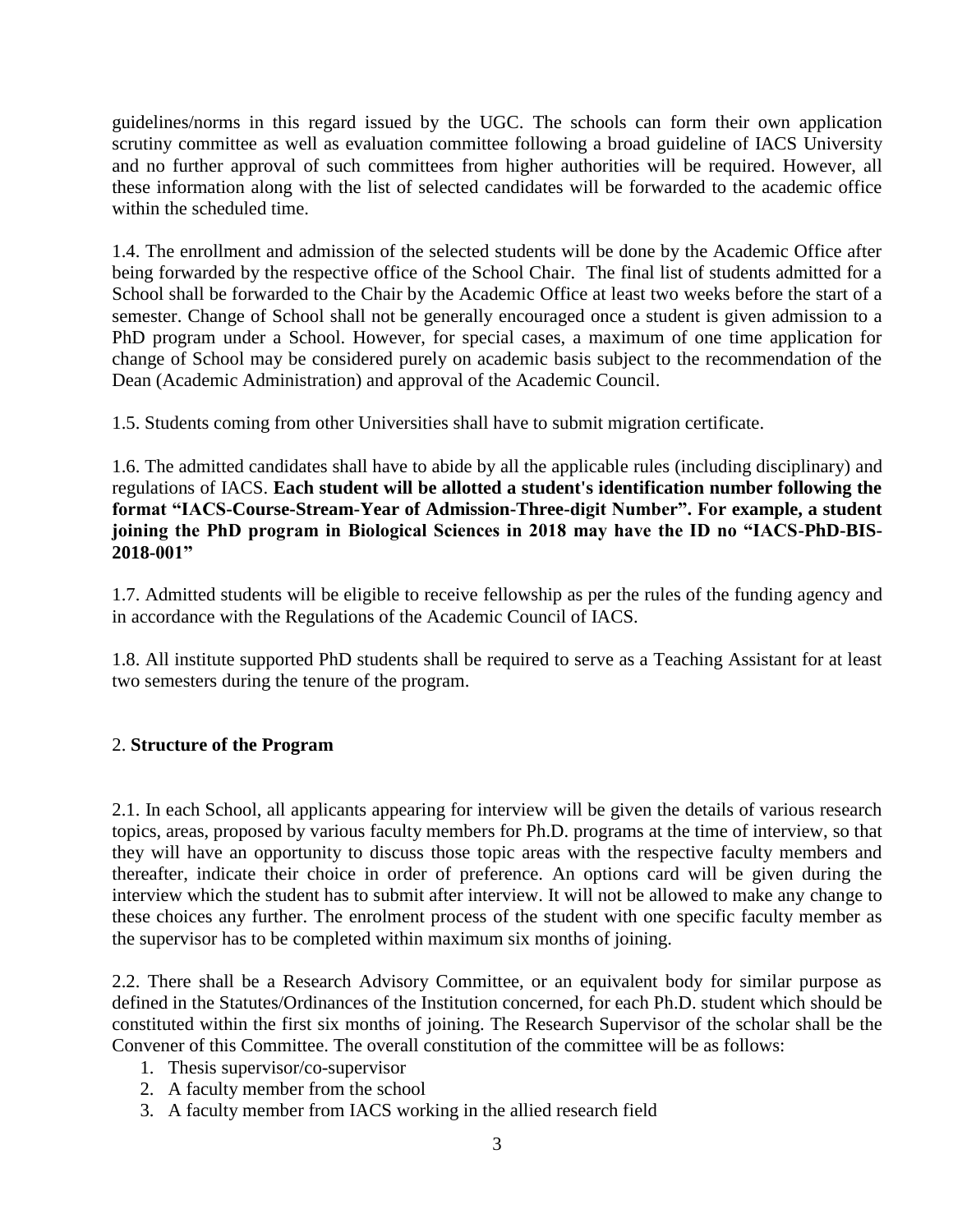guidelines/norms in this regard issued by the UGC. The schools can form their own application scrutiny committee as well as evaluation committee following a broad guideline of IACS University and no further approval of such committees from higher authorities will be required. However, all these information along with the list of selected candidates will be forwarded to the academic office within the scheduled time.

1.4. The enrollment and admission of the selected students will be done by the Academic Office after being forwarded by the respective office of the School Chair. The final list of students admitted for a School shall be forwarded to the Chair by the Academic Office at least two weeks before the start of a semester. Change of School shall not be generally encouraged once a student is given admission to a PhD program under a School. However, for special cases, a maximum of one time application for change of School may be considered purely on academic basis subject to the recommendation of the Dean (Academic Administration) and approval of the Academic Council.

1.5. Students coming from other Universities shall have to submit migration certificate.

1.6. The admitted candidates shall have to abide by all the applicable rules (including disciplinary) and regulations of IACS. **Each student will be allotted a student's identification number following the format "IACS-Course-Stream-Year of Admission-Three-digit Number". For example, a student joining the PhD program in Biological Sciences in 2018 may have the ID no "IACS-PhD-BIS-2018-001"**

1.7. Admitted students will be eligible to receive fellowship as per the rules of the funding agency and in accordance with the Regulations of the Academic Council of IACS.

1.8. All institute supported PhD students shall be required to serve as a Teaching Assistant for at least two semesters during the tenure of the program.

## 2. **Structure of the Program**

2.1. In each School, all applicants appearing for interview will be given the details of various research topics, areas, proposed by various faculty members for Ph.D. programs at the time of interview, so that they will have an opportunity to discuss those topic areas with the respective faculty members and thereafter, indicate their choice in order of preference. An options card will be given during the interview which the student has to submit after interview. It will not be allowed to make any change to these choices any further. The enrolment process of the student with one specific faculty member as the supervisor has to be completed within maximum six months of joining.

2.2. There shall be a Research Advisory Committee, or an equivalent body for similar purpose as defined in the Statutes/Ordinances of the Institution concerned, for each Ph.D. student which should be constituted within the first six months of joining. The Research Supervisor of the scholar shall be the Convener of this Committee. The overall constitution of the committee will be as follows:

1. Thesis supervisor/co-supervisor
2. A faculty member from the school
3. A faculty member from IACS working in the allied research field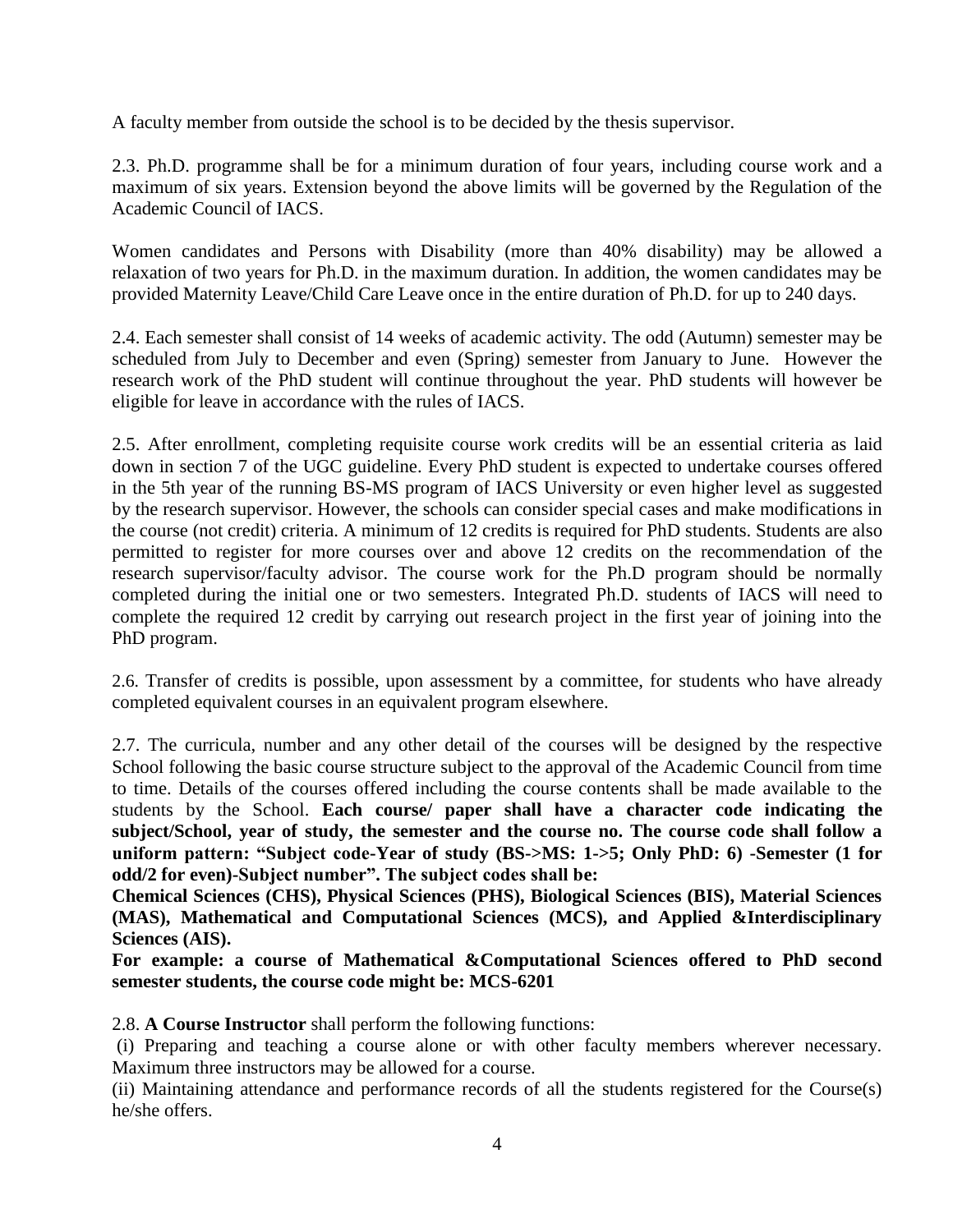A faculty member from outside the school is to be decided by the thesis supervisor.

2.3. Ph.D. programme shall be for a minimum duration of four years, including course work and a maximum of six years. Extension beyond the above limits will be governed by the Regulation of the Academic Council of IACS.

Women candidates and Persons with Disability (more than 40% disability) may be allowed a relaxation of two years for Ph.D. in the maximum duration. In addition, the women candidates may be provided Maternity Leave/Child Care Leave once in the entire duration of Ph.D. for up to 240 days.

2.4. Each semester shall consist of 14 weeks of academic activity. The odd (Autumn) semester may be scheduled from July to December and even (Spring) semester from January to June. However the research work of the PhD student will continue throughout the year. PhD students will however be eligible for leave in accordance with the rules of IACS.

2.5. After enrollment, completing requisite course work credits will be an essential criteria as laid down in section 7 of the UGC guideline. Every PhD student is expected to undertake courses offered in the 5th year of the running BS-MS program of IACS University or even higher level as suggested by the research supervisor. However, the schools can consider special cases and make modifications in the course (not credit) criteria. A minimum of 12 credits is required for PhD students. Students are also permitted to register for more courses over and above 12 credits on the recommendation of the research supervisor/faculty advisor. The course work for the Ph.D program should be normally completed during the initial one or two semesters. Integrated Ph.D. students of IACS will need to complete the required 12 credit by carrying out research project in the first year of joining into the PhD program.

2.6. Transfer of credits is possible, upon assessment by a committee, for students who have already completed equivalent courses in an equivalent program elsewhere.

2.7. The curricula, number and any other detail of the courses will be designed by the respective School following the basic course structure subject to the approval of the Academic Council from time to time. Details of the courses offered including the course contents shall be made available to the students by the School. **Each course/ paper shall have a character code indicating the subject/School, year of study, the semester and the course no. The course code shall follow a uniform pattern: "Subject code-Year of study (BS->MS: 1->5; Only PhD: 6) -Semester (1 for odd/2 for even)-Subject number". The subject codes shall be:**

**Chemical Sciences (CHS), Physical Sciences (PHS), Biological Sciences (BIS), Material Sciences (MAS), Mathematical and Computational Sciences (MCS), and Applied &Interdisciplinary Sciences (AIS).**

**For example: a course of Mathematical &Computational Sciences offered to PhD second semester students, the course code might be: MCS-6201**

2.8. **A Course Instructor** shall perform the following functions:

(i) Preparing and teaching a course alone or with other faculty members wherever necessary. Maximum three instructors may be allowed for a course.

(ii) Maintaining attendance and performance records of all the students registered for the Course(s) he/she offers.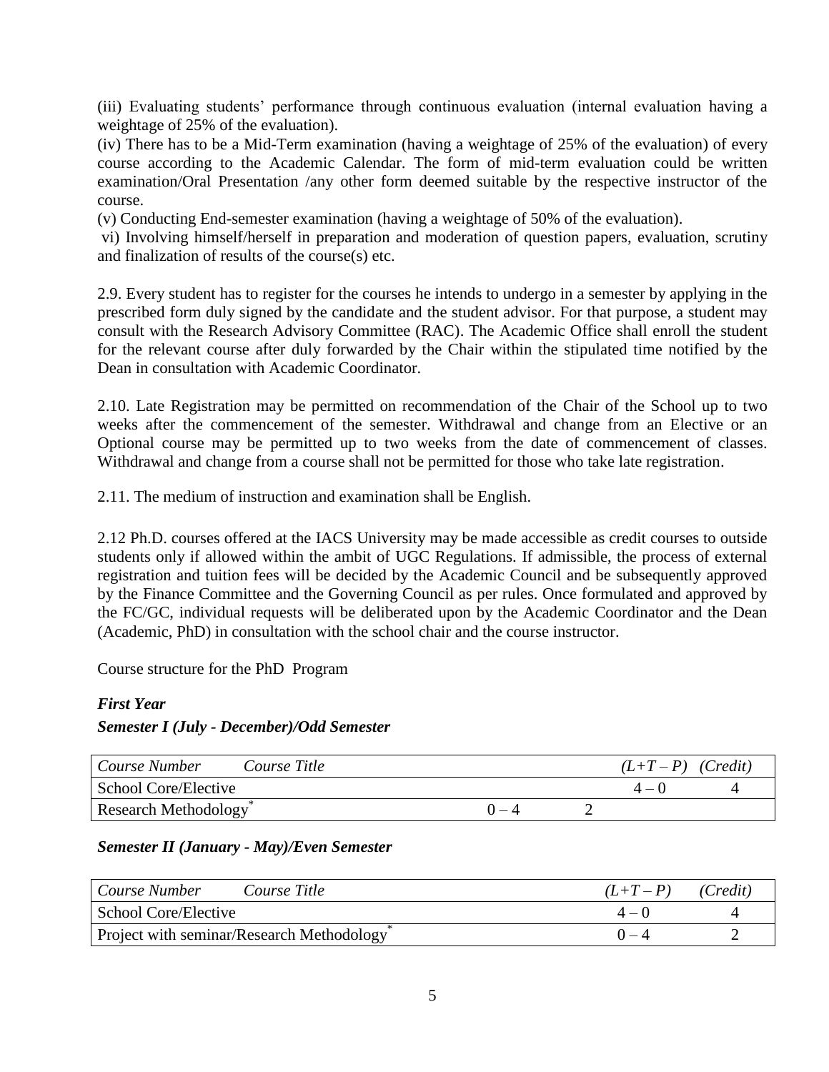(iii) Evaluating students' performance through continuous evaluation (internal evaluation having a weightage of 25% of the evaluation).

(iv) There has to be a Mid-Term examination (having a weightage of 25% of the evaluation) of every course according to the Academic Calendar. The form of mid-term evaluation could be written examination/Oral Presentation /any other form deemed suitable by the respective instructor of the course.

(v) Conducting End-semester examination (having a weightage of 50% of the evaluation).

vi) Involving himself/herself in preparation and moderation of question papers, evaluation, scrutiny and finalization of results of the course(s) etc.

2.9. Every student has to register for the courses he intends to undergo in a semester by applying in the prescribed form duly signed by the candidate and the student advisor. For that purpose, a student may consult with the Research Advisory Committee (RAC). The Academic Office shall enroll the student for the relevant course after duly forwarded by the Chair within the stipulated time notified by the Dean in consultation with Academic Coordinator.

2.10. Late Registration may be permitted on recommendation of the Chair of the School up to two weeks after the commencement of the semester. Withdrawal and change from an Elective or an Optional course may be permitted up to two weeks from the date of commencement of classes. Withdrawal and change from a course shall not be permitted for those who take late registration.

2.11. The medium of instruction and examination shall be English.

2.12 Ph.D. courses offered at the IACS University may be made accessible as credit courses to outside students only if allowed within the ambit of UGC Regulations. If admissible, the process of external registration and tuition fees will be decided by the Academic Council and be subsequently approved by the Finance Committee and the Governing Council as per rules. Once formulated and approved by the FC/GC, individual requests will be deliberated upon by the Academic Coordinator and the Dean (Academic, PhD) in consultation with the school chair and the course instructor.

Course structure for the PhD Program

***First Year***

***Semester I (July - December)/Odd Semester***

| *Course Number* *Course Title* | *(L+T – P)* | *(Credit)* |
|---|---|---|
| School Core/Elective | 4 – 0 | 4 |
| Research Methodology* | 0 – 4 | 2 |

***Semester II (January - May)/Even Semester***

| *Course Number* *Course Title* | *(L+T – P)* | *(Credit)* |
|---|---|---|
| School Core/Elective | 4 – 0 | 4 |
| Project with seminar/Research Methodology* | 0 – 4 | 2 |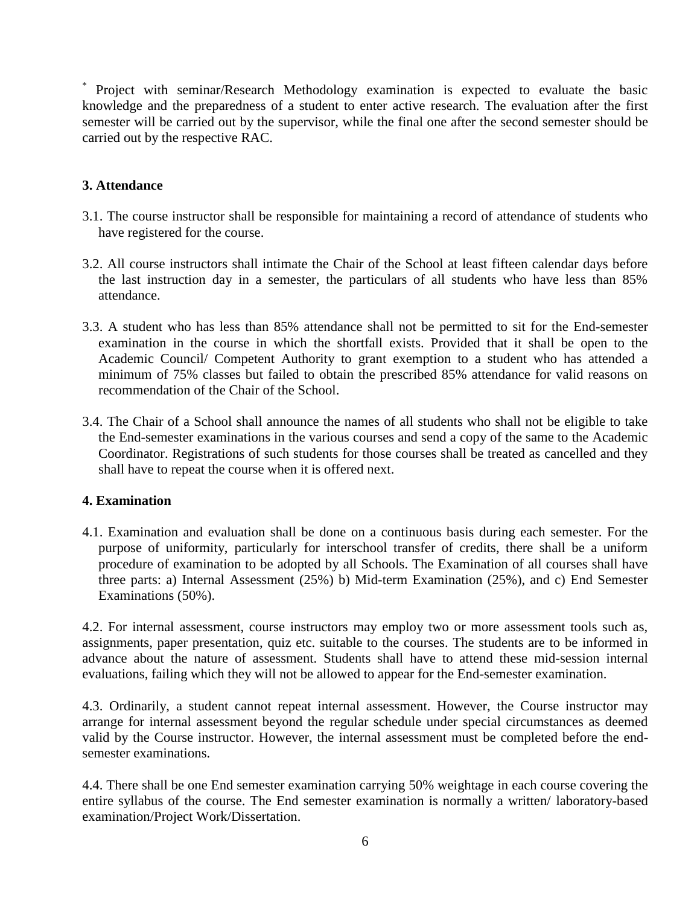* Project with seminar/Research Methodology examination is expected to evaluate the basic knowledge and the preparedness of a student to enter active research. The evaluation after the first semester will be carried out by the supervisor, while the final one after the second semester should be carried out by the respective RAC.

### 3. Attendance

3.1. The course instructor shall be responsible for maintaining a record of attendance of students who have registered for the course.

3.2. All course instructors shall intimate the Chair of the School at least fifteen calendar days before the last instruction day in a semester, the particulars of all students who have less than 85% attendance.

3.3. A student who has less than 85% attendance shall not be permitted to sit for the End-semester examination in the course in which the shortfall exists. Provided that it shall be open to the Academic Council/ Competent Authority to grant exemption to a student who has attended a minimum of 75% classes but failed to obtain the prescribed 85% attendance for valid reasons on recommendation of the Chair of the School.

3.4. The Chair of a School shall announce the names of all students who shall not be eligible to take the End-semester examinations in the various courses and send a copy of the same to the Academic Coordinator. Registrations of such students for those courses shall be treated as cancelled and they shall have to repeat the course when it is offered next.

### 4. Examination

4.1. Examination and evaluation shall be done on a continuous basis during each semester. For the purpose of uniformity, particularly for interschool transfer of credits, there shall be a uniform procedure of examination to be adopted by all Schools. The Examination of all courses shall have three parts: a) Internal Assessment (25%) b) Mid-term Examination (25%), and c) End Semester Examinations (50%).

4.2. For internal assessment, course instructors may employ two or more assessment tools such as, assignments, paper presentation, quiz etc. suitable to the courses. The students are to be informed in advance about the nature of assessment. Students shall have to attend these mid-session internal evaluations, failing which they will not be allowed to appear for the End-semester examination.

4.3. Ordinarily, a student cannot repeat internal assessment. However, the Course instructor may arrange for internal assessment beyond the regular schedule under special circumstances as deemed valid by the Course instructor. However, the internal assessment must be completed before the end-semester examinations.

4.4. There shall be one End semester examination carrying 50% weightage in each course covering the entire syllabus of the course. The End semester examination is normally a written/ laboratory-based examination/Project Work/Dissertation.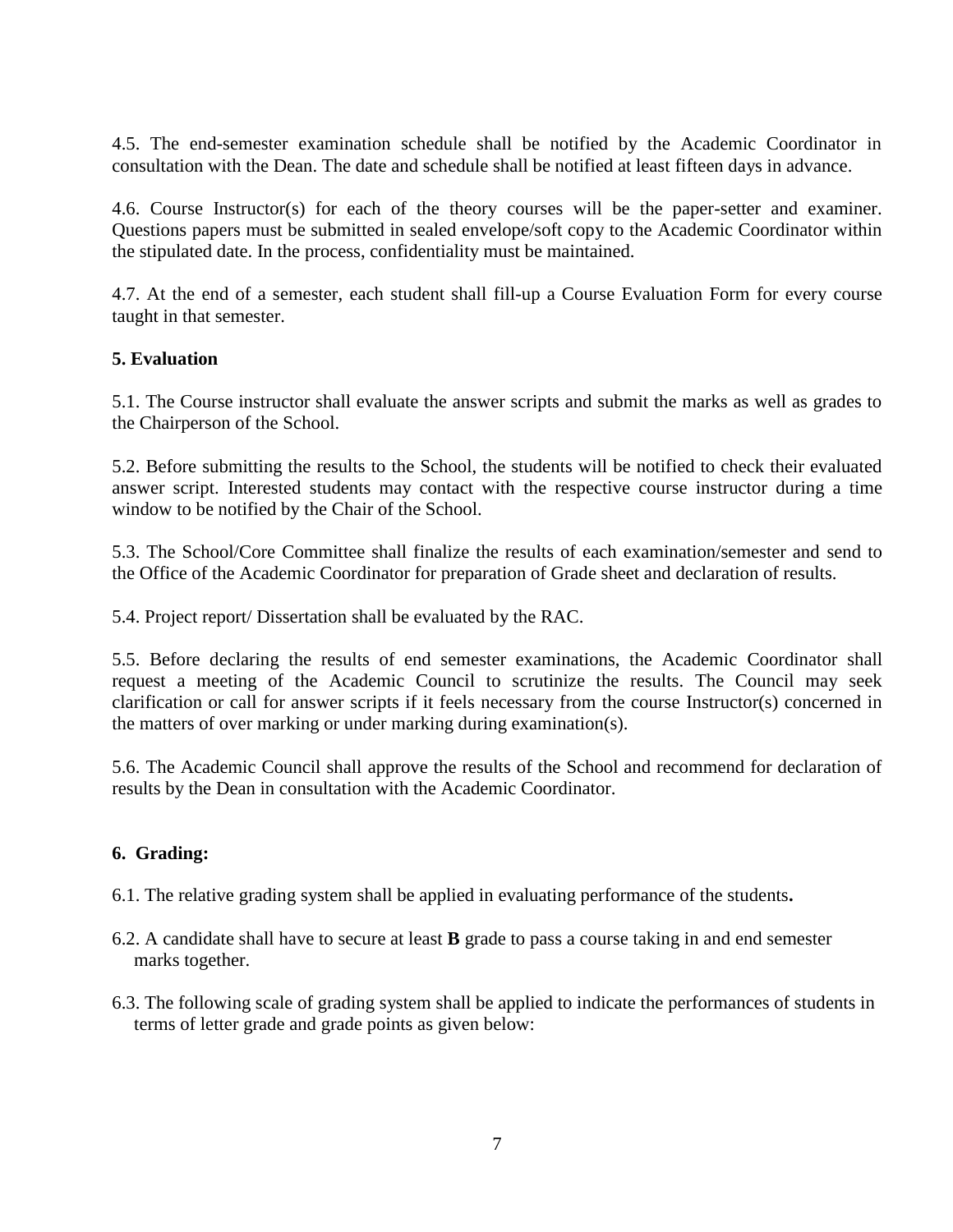4.5. The end-semester examination schedule shall be notified by the Academic Coordinator in consultation with the Dean. The date and schedule shall be notified at least fifteen days in advance.

4.6. Course Instructor(s) for each of the theory courses will be the paper-setter and examiner. Questions papers must be submitted in sealed envelope/soft copy to the Academic Coordinator within the stipulated date. In the process, confidentiality must be maintained.

4.7. At the end of a semester, each student shall fill-up a Course Evaluation Form for every course taught in that semester.

**5. Evaluation**

5.1. The Course instructor shall evaluate the answer scripts and submit the marks as well as grades to the Chairperson of the School.

5.2. Before submitting the results to the School, the students will be notified to check their evaluated answer script. Interested students may contact with the respective course instructor during a time window to be notified by the Chair of the School.

5.3. The School/Core Committee shall finalize the results of each examination/semester and send to the Office of the Academic Coordinator for preparation of Grade sheet and declaration of results.

5.4. Project report/ Dissertation shall be evaluated by the RAC.

5.5. Before declaring the results of end semester examinations, the Academic Coordinator shall request a meeting of the Academic Council to scrutinize the results. The Council may seek clarification or call for answer scripts if it feels necessary from the course Instructor(s) concerned in the matters of over marking or under marking during examination(s).

5.6. The Academic Council shall approve the results of the School and recommend for declaration of results by the Dean in consultation with the Academic Coordinator.

**6. Grading:**

6.1. The relative grading system shall be applied in evaluating performance of the students**.**

6.2. A candidate shall have to secure at least **B** grade to pass a course taking in and end semester marks together.

6.3. The following scale of grading system shall be applied to indicate the performances of students in terms of letter grade and grade points as given below: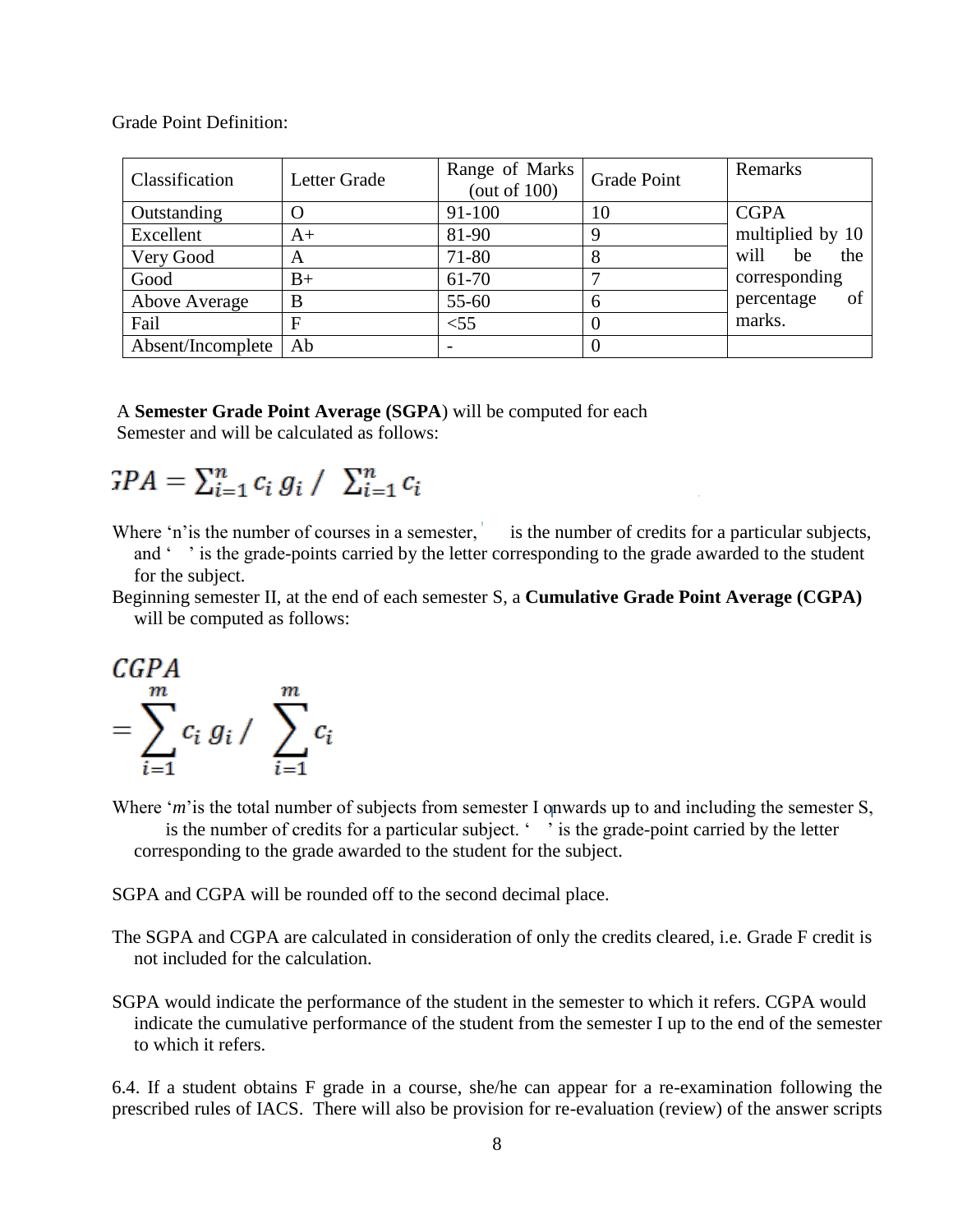Grade Point Definition:

| Classification | Letter Grade | Range of Marks (out of 100) | Grade Point | Remarks |
|---|---|---|---|---|
| Outstanding | O | 91-100 | 10 | CGPA multiplied by 10 will be the corresponding percentage of marks. |
| Excellent | A+ | 81-90 | 9 | |
| Very Good | A | 71-80 | 8 | |
| Good | B+ | 61-70 | 7 | |
| Above Average | B | 55-60 | 6 | |
| Fail | F | <55 | 0 | |
| Absent/Incomplete | Ab | - | 0 | |

A **Semester Grade Point Average (SGPA**) will be computed for each Semester and will be calculated as follows:

$$GPA = \sum_{i=1}^{n} c_i \, g_i \, / \, \sum_{i=1}^{n} c_i$$

Where 'n'is the number of courses in a semester, is the number of credits for a particular subjects, and ' ' is the grade-points carried by the letter corresponding to the grade awarded to the student for the subject.

Beginning semester II, at the end of each semester S, a **Cumulative Grade Point Average (CGPA)** will be computed as follows:

$$CGPA = \sum_{i=1}^{m} c_i \, g_i \, / \, \sum_{i=1}^{m} c_i$$

Where '*m*'is the total number of subjects from semester I onwards up to and including the semester S, is the number of credits for a particular subject. ' ' is the grade-point carried by the letter corresponding to the grade awarded to the student for the subject.

SGPA and CGPA will be rounded off to the second decimal place.

The SGPA and CGPA are calculated in consideration of only the credits cleared, i.e. Grade F credit is not included for the calculation.

SGPA would indicate the performance of the student in the semester to which it refers. CGPA would indicate the cumulative performance of the student from the semester I up to the end of the semester to which it refers.

6.4. If a student obtains F grade in a course, she/he can appear for a re-examination following the prescribed rules of IACS. There will also be provision for re-evaluation (review) of the answer scripts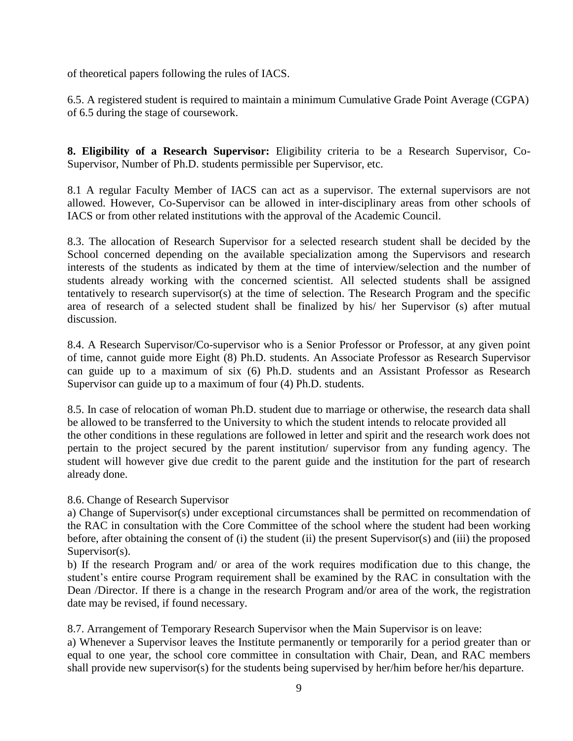of theoretical papers following the rules of IACS.

6.5. A registered student is required to maintain a minimum Cumulative Grade Point Average (CGPA) of 6.5 during the stage of coursework.

**8. Eligibility of a Research Supervisor:** Eligibility criteria to be a Research Supervisor, Co-Supervisor, Number of Ph.D. students permissible per Supervisor, etc.

8.1 A regular Faculty Member of IACS can act as a supervisor. The external supervisors are not allowed. However, Co-Supervisor can be allowed in inter-disciplinary areas from other schools of IACS or from other related institutions with the approval of the Academic Council.

8.3. The allocation of Research Supervisor for a selected research student shall be decided by the School concerned depending on the available specialization among the Supervisors and research interests of the students as indicated by them at the time of interview/selection and the number of students already working with the concerned scientist. All selected students shall be assigned tentatively to research supervisor(s) at the time of selection. The Research Program and the specific area of research of a selected student shall be finalized by his/ her Supervisor (s) after mutual discussion.

8.4. A Research Supervisor/Co-supervisor who is a Senior Professor or Professor, at any given point of time, cannot guide more Eight (8) Ph.D. students. An Associate Professor as Research Supervisor can guide up to a maximum of six (6) Ph.D. students and an Assistant Professor as Research Supervisor can guide up to a maximum of four (4) Ph.D. students.

8.5. In case of relocation of woman Ph.D. student due to marriage or otherwise, the research data shall be allowed to be transferred to the University to which the student intends to relocate provided all the other conditions in these regulations are followed in letter and spirit and the research work does not pertain to the project secured by the parent institution/ supervisor from any funding agency. The student will however give due credit to the parent guide and the institution for the part of research already done.

8.6. Change of Research Supervisor

a) Change of Supervisor(s) under exceptional circumstances shall be permitted on recommendation of the RAC in consultation with the Core Committee of the school where the student had been working before, after obtaining the consent of (i) the student (ii) the present Supervisor(s) and (iii) the proposed Supervisor(s).

b) If the research Program and/ or area of the work requires modification due to this change, the student's entire course Program requirement shall be examined by the RAC in consultation with the Dean /Director. If there is a change in the research Program and/or area of the work, the registration date may be revised, if found necessary.

8.7. Arrangement of Temporary Research Supervisor when the Main Supervisor is on leave:

a) Whenever a Supervisor leaves the Institute permanently or temporarily for a period greater than or equal to one year, the school core committee in consultation with Chair, Dean, and RAC members shall provide new supervisor(s) for the students being supervised by her/him before her/his departure.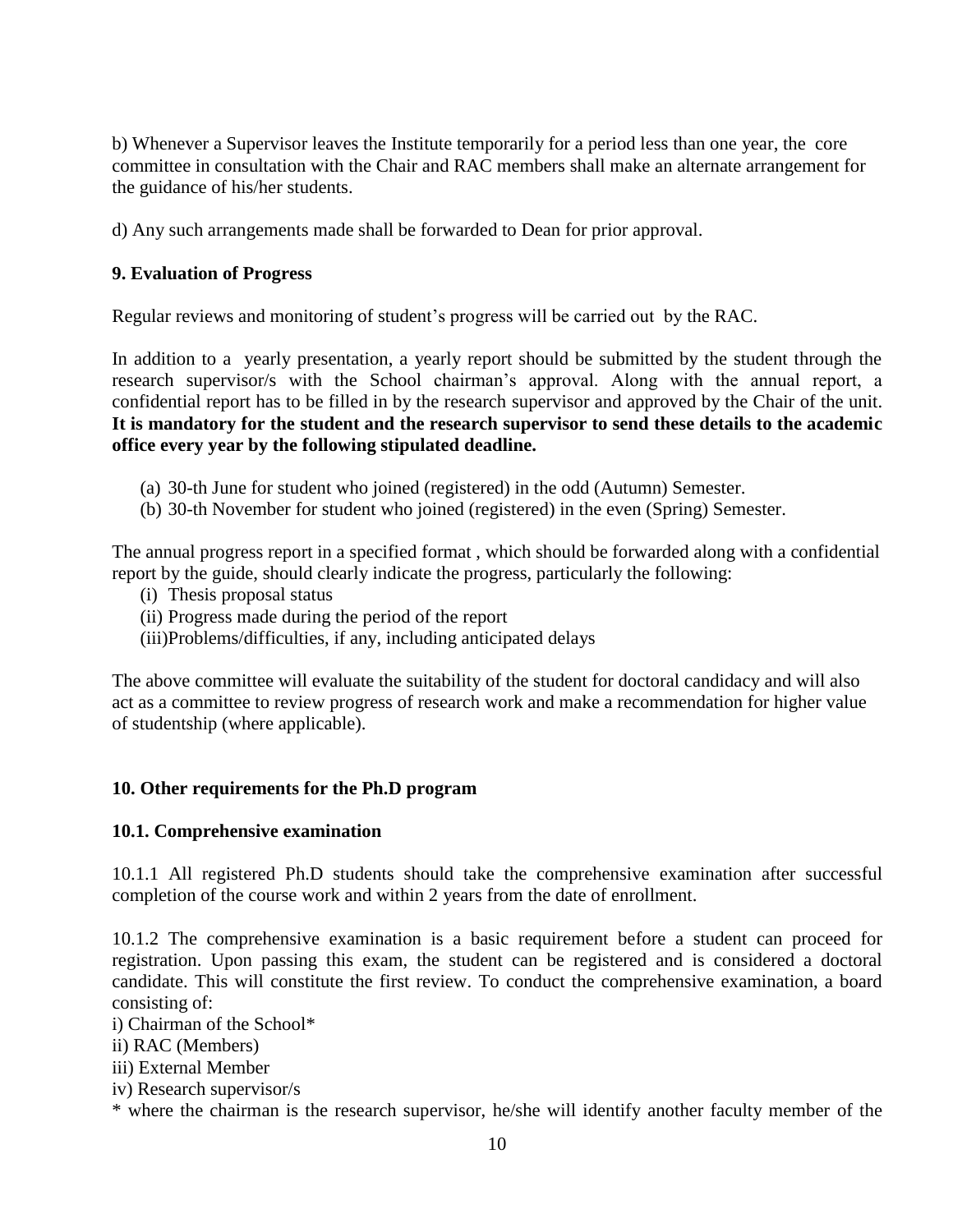b) Whenever a Supervisor leaves the Institute temporarily for a period less than one year, the core committee in consultation with the Chair and RAC members shall make an alternate arrangement for the guidance of his/her students.

d) Any such arrangements made shall be forwarded to Dean for prior approval.

**9. Evaluation of Progress**

Regular reviews and monitoring of student's progress will be carried out by the RAC.

In addition to a yearly presentation, a yearly report should be submitted by the student through the research supervisor/s with the School chairman's approval. Along with the annual report, a confidential report has to be filled in by the research supervisor and approved by the Chair of the unit. **It is mandatory for the student and the research supervisor to send these details to the academic office every year by the following stipulated deadline.**

(a) 30-th June for student who joined (registered) in the odd (Autumn) Semester.
(b) 30-th November for student who joined (registered) in the even (Spring) Semester.

The annual progress report in a specified format , which should be forwarded along with a confidential report by the guide, should clearly indicate the progress, particularly the following:

(i) Thesis proposal status
(ii) Progress made during the period of the report
(iii) Problems/difficulties, if any, including anticipated delays

The above committee will evaluate the suitability of the student for doctoral candidacy and will also act as a committee to review progress of research work and make a recommendation for higher value of studentship (where applicable).

**10. Other requirements for the Ph.D program**

**10.1. Comprehensive examination**

10.1.1 All registered Ph.D students should take the comprehensive examination after successful completion of the course work and within 2 years from the date of enrollment.

10.1.2 The comprehensive examination is a basic requirement before a student can proceed for registration. Upon passing this exam, the student can be registered and is considered a doctoral candidate. This will constitute the first review. To conduct the comprehensive examination, a board consisting of:

i) Chairman of the School*
ii) RAC (Members)
iii) External Member
iv) Research supervisor/s

* where the chairman is the research supervisor, he/she will identify another faculty member of the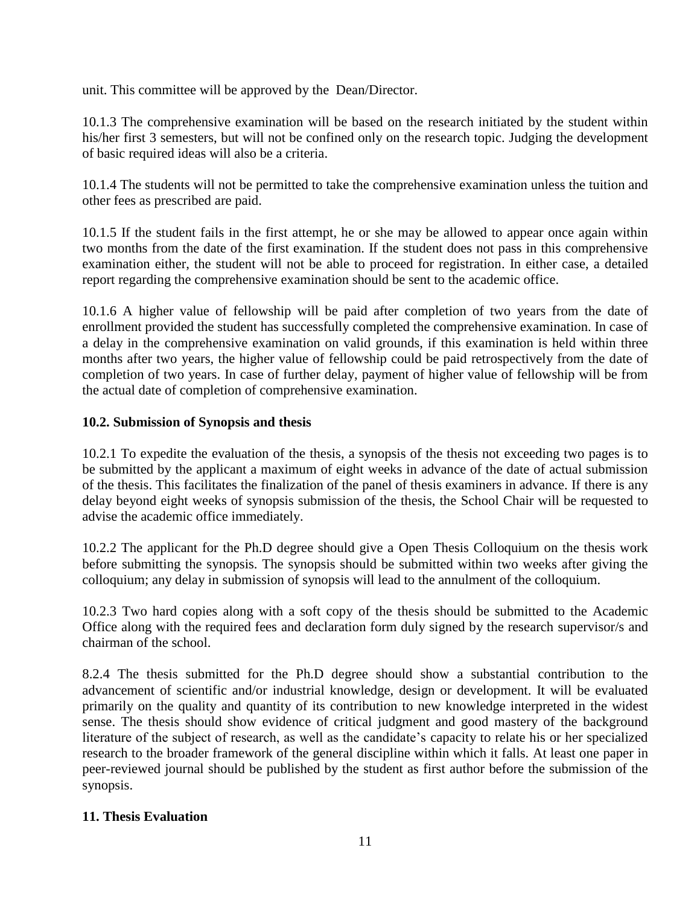unit. This committee will be approved by the Dean/Director.

10.1.3 The comprehensive examination will be based on the research initiated by the student within his/her first 3 semesters, but will not be confined only on the research topic. Judging the development of basic required ideas will also be a criteria.

10.1.4 The students will not be permitted to take the comprehensive examination unless the tuition and other fees as prescribed are paid.

10.1.5 If the student fails in the first attempt, he or she may be allowed to appear once again within two months from the date of the first examination. If the student does not pass in this comprehensive examination either, the student will not be able to proceed for registration. In either case, a detailed report regarding the comprehensive examination should be sent to the academic office.

10.1.6 A higher value of fellowship will be paid after completion of two years from the date of enrollment provided the student has successfully completed the comprehensive examination. In case of a delay in the comprehensive examination on valid grounds, if this examination is held within three months after two years, the higher value of fellowship could be paid retrospectively from the date of completion of two years. In case of further delay, payment of higher value of fellowship will be from the actual date of completion of comprehensive examination.

**10.2. Submission of Synopsis and thesis**

10.2.1 To expedite the evaluation of the thesis, a synopsis of the thesis not exceeding two pages is to be submitted by the applicant a maximum of eight weeks in advance of the date of actual submission of the thesis. This facilitates the finalization of the panel of thesis examiners in advance. If there is any delay beyond eight weeks of synopsis submission of the thesis, the School Chair will be requested to advise the academic office immediately.

10.2.2 The applicant for the Ph.D degree should give a Open Thesis Colloquium on the thesis work before submitting the synopsis. The synopsis should be submitted within two weeks after giving the colloquium; any delay in submission of synopsis will lead to the annulment of the colloquium.

10.2.3 Two hard copies along with a soft copy of the thesis should be submitted to the Academic Office along with the required fees and declaration form duly signed by the research supervisor/s and chairman of the school.

8.2.4 The thesis submitted for the Ph.D degree should show a substantial contribution to the advancement of scientific and/or industrial knowledge, design or development. It will be evaluated primarily on the quality and quantity of its contribution to new knowledge interpreted in the widest sense. The thesis should show evidence of critical judgment and good mastery of the background literature of the subject of research, as well as the candidate's capacity to relate his or her specialized research to the broader framework of the general discipline within which it falls. At least one paper in peer-reviewed journal should be published by the student as first author before the submission of the synopsis.

**11. Thesis Evaluation**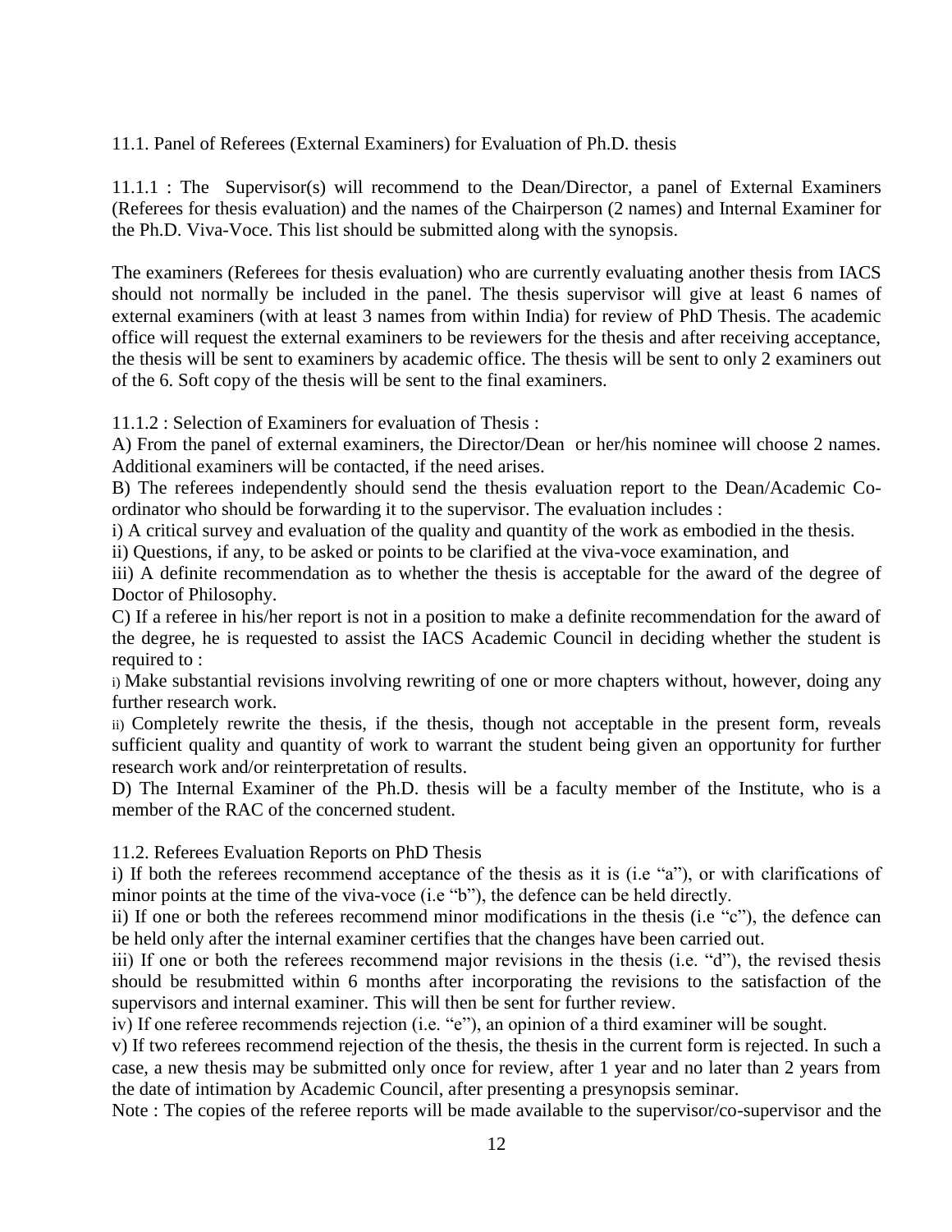## 11.1. Panel of Referees (External Examiners) for Evaluation of Ph.D. thesis

11.1.1 : The Supervisor(s) will recommend to the Dean/Director, a panel of External Examiners (Referees for thesis evaluation) and the names of the Chairperson (2 names) and Internal Examiner for the Ph.D. Viva-Voce. This list should be submitted along with the synopsis.

The examiners (Referees for thesis evaluation) who are currently evaluating another thesis from IACS should not normally be included in the panel. The thesis supervisor will give at least 6 names of external examiners (with at least 3 names from within India) for review of PhD Thesis. The academic office will request the external examiners to be reviewers for the thesis and after receiving acceptance, the thesis will be sent to examiners by academic office. The thesis will be sent to only 2 examiners out of the 6. Soft copy of the thesis will be sent to the final examiners.

11.1.2 : Selection of Examiners for evaluation of Thesis :

A) From the panel of external examiners, the Director/Dean or her/his nominee will choose 2 names. Additional examiners will be contacted, if the need arises.

B) The referees independently should send the thesis evaluation report to the Dean/Academic Co-ordinator who should be forwarding it to the supervisor. The evaluation includes :

i) A critical survey and evaluation of the quality and quantity of the work as embodied in the thesis.

ii) Questions, if any, to be asked or points to be clarified at the viva-voce examination, and

iii) A definite recommendation as to whether the thesis is acceptable for the award of the degree of Doctor of Philosophy.

C) If a referee in his/her report is not in a position to make a definite recommendation for the award of the degree, he is requested to assist the IACS Academic Council in deciding whether the student is required to :

i) Make substantial revisions involving rewriting of one or more chapters without, however, doing any further research work.

ii) Completely rewrite the thesis, if the thesis, though not acceptable in the present form, reveals sufficient quality and quantity of work to warrant the student being given an opportunity for further research work and/or reinterpretation of results.

D) The Internal Examiner of the Ph.D. thesis will be a faculty member of the Institute, who is a member of the RAC of the concerned student.

## 11.2. Referees Evaluation Reports on PhD Thesis

i) If both the referees recommend acceptance of the thesis as it is (i.e "a"), or with clarifications of minor points at the time of the viva-voce (i.e "b"), the defence can be held directly.

ii) If one or both the referees recommend minor modifications in the thesis (i.e "c"), the defence can be held only after the internal examiner certifies that the changes have been carried out.

iii) If one or both the referees recommend major revisions in the thesis (i.e. "d"), the revised thesis should be resubmitted within 6 months after incorporating the revisions to the satisfaction of the supervisors and internal examiner. This will then be sent for further review.

iv) If one referee recommends rejection (i.e. "e"), an opinion of a third examiner will be sought.

v) If two referees recommend rejection of the thesis, the thesis in the current form is rejected. In such a case, a new thesis may be submitted only once for review, after 1 year and no later than 2 years from the date of intimation by Academic Council, after presenting a presynopsis seminar.

Note : The copies of the referee reports will be made available to the supervisor/co-supervisor and the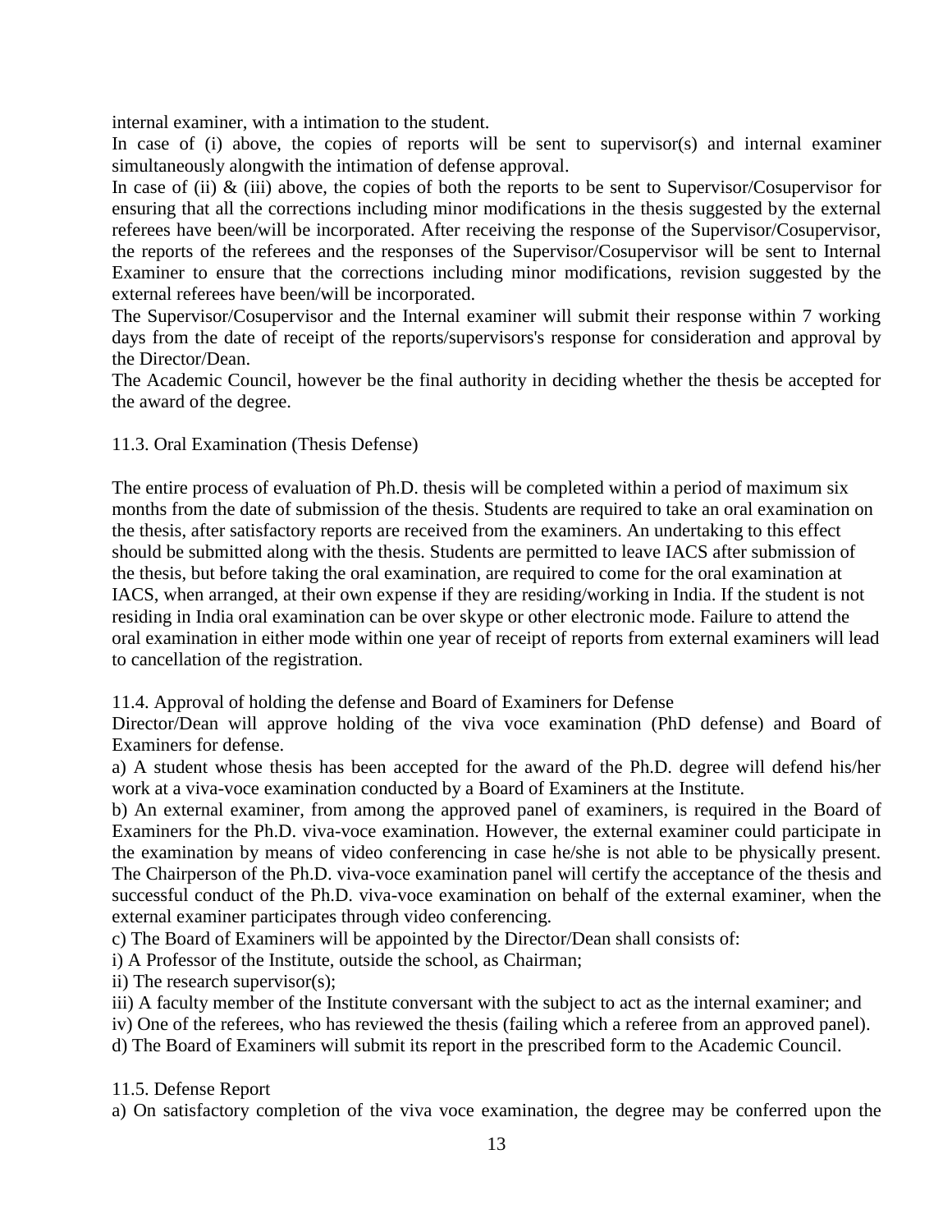internal examiner, with a intimation to the student.

In case of (i) above, the copies of reports will be sent to supervisor(s) and internal examiner simultaneously alongwith the intimation of defense approval.

In case of (ii) & (iii) above, the copies of both the reports to be sent to Supervisor/Cosupervisor for ensuring that all the corrections including minor modifications in the thesis suggested by the external referees have been/will be incorporated. After receiving the response of the Supervisor/Cosupervisor, the reports of the referees and the responses of the Supervisor/Cosupervisor will be sent to Internal Examiner to ensure that the corrections including minor modifications, revision suggested by the external referees have been/will be incorporated.

The Supervisor/Cosupervisor and the Internal examiner will submit their response within 7 working days from the date of receipt of the reports/supervisors's response for consideration and approval by the Director/Dean.

The Academic Council, however be the final authority in deciding whether the thesis be accepted for the award of the degree.

### 11.3. Oral Examination (Thesis Defense)

The entire process of evaluation of Ph.D. thesis will be completed within a period of maximum six months from the date of submission of the thesis. Students are required to take an oral examination on the thesis, after satisfactory reports are received from the examiners. An undertaking to this effect should be submitted along with the thesis. Students are permitted to leave IACS after submission of the thesis, but before taking the oral examination, are required to come for the oral examination at IACS, when arranged, at their own expense if they are residing/working in India. If the student is not residing in India oral examination can be over skype or other electronic mode. Failure to attend the oral examination in either mode within one year of receipt of reports from external examiners will lead to cancellation of the registration.

### 11.4. Approval of holding the defense and Board of Examiners for Defense

Director/Dean will approve holding of the viva voce examination (PhD defense) and Board of Examiners for defense.

a) A student whose thesis has been accepted for the award of the Ph.D. degree will defend his/her work at a viva-voce examination conducted by a Board of Examiners at the Institute.

b) An external examiner, from among the approved panel of examiners, is required in the Board of Examiners for the Ph.D. viva-voce examination. However, the external examiner could participate in the examination by means of video conferencing in case he/she is not able to be physically present. The Chairperson of the Ph.D. viva-voce examination panel will certify the acceptance of the thesis and successful conduct of the Ph.D. viva-voce examination on behalf of the external examiner, when the external examiner participates through video conferencing.

c) The Board of Examiners will be appointed by the Director/Dean shall consists of:

i) A Professor of the Institute, outside the school, as Chairman;

ii) The research supervisor(s);

iii) A faculty member of the Institute conversant with the subject to act as the internal examiner; and

iv) One of the referees, who has reviewed the thesis (failing which a referee from an approved panel).

d) The Board of Examiners will submit its report in the prescribed form to the Academic Council.

### 11.5. Defense Report

a) On satisfactory completion of the viva voce examination, the degree may be conferred upon the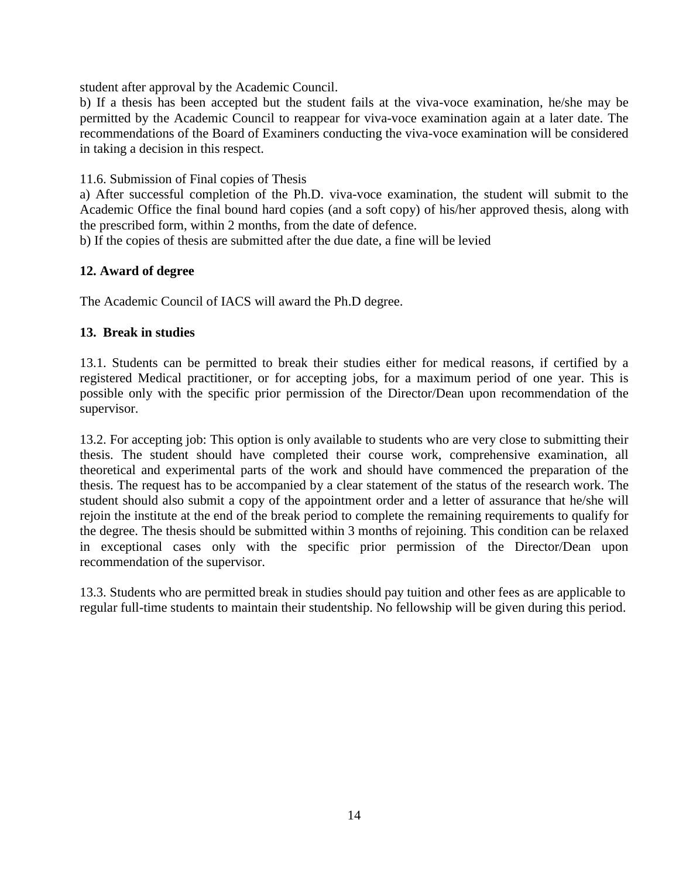student after approval by the Academic Council.

b) If a thesis has been accepted but the student fails at the viva-voce examination, he/she may be permitted by the Academic Council to reappear for viva-voce examination again at a later date. The recommendations of the Board of Examiners conducting the viva-voce examination will be considered in taking a decision in this respect.

11.6. Submission of Final copies of Thesis

a) After successful completion of the Ph.D. viva-voce examination, the student will submit to the Academic Office the final bound hard copies (and a soft copy) of his/her approved thesis, along with the prescribed form, within 2 months, from the date of defence.

b) If the copies of thesis are submitted after the due date, a fine will be levied

## 12. Award of degree

The Academic Council of IACS will award the Ph.D degree.

## 13. Break in studies

13.1. Students can be permitted to break their studies either for medical reasons, if certified by a registered Medical practitioner, or for accepting jobs, for a maximum period of one year. This is possible only with the specific prior permission of the Director/Dean upon recommendation of the supervisor.

13.2. For accepting job: This option is only available to students who are very close to submitting their thesis. The student should have completed their course work, comprehensive examination, all theoretical and experimental parts of the work and should have commenced the preparation of the thesis. The request has to be accompanied by a clear statement of the status of the research work. The student should also submit a copy of the appointment order and a letter of assurance that he/she will rejoin the institute at the end of the break period to complete the remaining requirements to qualify for the degree. The thesis should be submitted within 3 months of rejoining. This condition can be relaxed in exceptional cases only with the specific prior permission of the Director/Dean upon recommendation of the supervisor.

13.3. Students who are permitted break in studies should pay tuition and other fees as are applicable to regular full-time students to maintain their studentship. No fellowship will be given during this period.